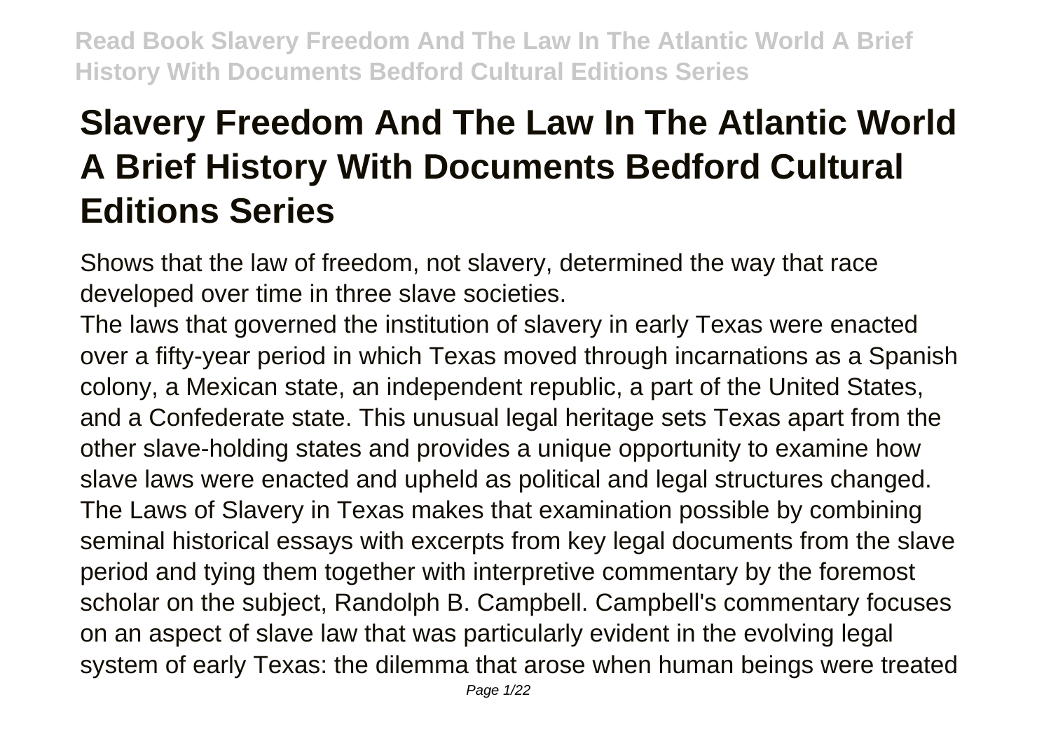# Slavery Freedom And The Law In The Atlantic World A Brief History With Documents Bedford Cultural Editions Series

Shows that the law of freedom, not slavery, determined the way that race developed over time in three slave societies.

The laws that governed the institution of slavery in early Texas were enacted over a fifty-year period in which Texas moved through incarnations as a Spanish colony, a Mexican state, an independent republic, a part of the United States, and a Confederate state. This unusual legal heritage sets Texas apart from the other slave-holding states and provides a unique opportunity to examine how slave laws were enacted and upheld as political and legal structures changed. The Laws of Slavery in Texas makes that examination possible by combining seminal historical essays with excerpts from key legal documents from the slave period and tying them together with interpretive commentary by the foremost scholar on the subject, Randolph B. Campbell. Campbell's commentary focuses on an aspect of slave law that was particularly evident in the evolving legal system of early Texas: the dilemma that arose when human beings were treated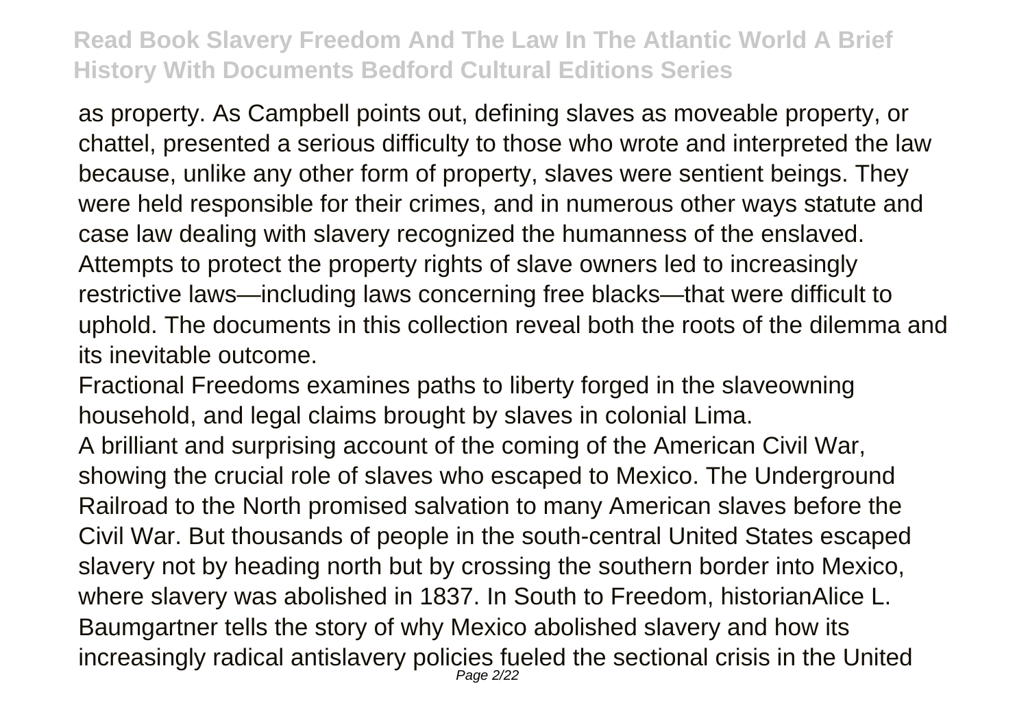as property. As Campbell points out, defining slaves as moveable property, or chattel, presented a serious difficulty to those who wrote and interpreted the law because, unlike any other form of property, slaves were sentient beings. They were held responsible for their crimes, and in numerous other ways statute and case law dealing with slavery recognized the humanness of the enslaved. Attempts to protect the property rights of slave owners led to increasingly restrictive laws—including laws concerning free blacks—that were difficult to uphold. The documents in this collection reveal both the roots of the dilemma and its inevitable outcome.

Fractional Freedoms examines paths to liberty forged in the slaveowning household, and legal claims brought by slaves in colonial Lima.

A brilliant and surprising account of the coming of the American Civil War, showing the crucial role of slaves who escaped to Mexico. The Underground Railroad to the North promised salvation to many American slaves before the Civil War. But thousands of people in the south-central United States escaped slavery not by heading north but by crossing the southern border into Mexico, where slavery was abolished in 1837. In South to Freedom, historianAlice L. Baumgartner tells the story of why Mexico abolished slavery and how its increasingly radical antislavery policies fueled the sectional crisis in the United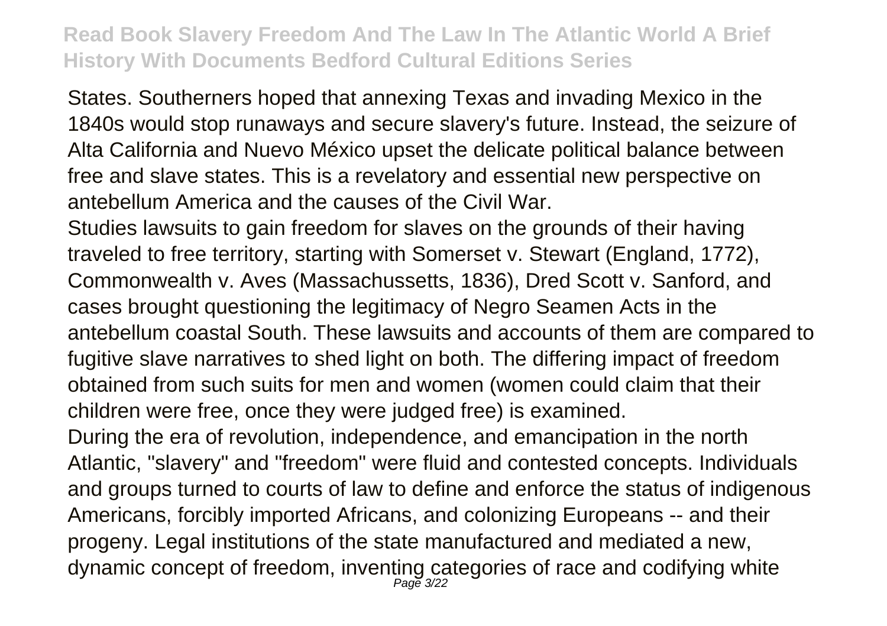States. Southerners hoped that annexing Texas and invading Mexico in the 1840s would stop runaways and secure slavery's future. Instead, the seizure of Alta California and Nuevo México upset the delicate political balance between free and slave states. This is a revelatory and essential new perspective on antebellum America and the causes of the Civil War.

Studies lawsuits to gain freedom for slaves on the grounds of their having traveled to free territory, starting with Somerset v. Stewart (England, 1772), Commonwealth v. Aves (Massachussetts, 1836), Dred Scott v. Sanford, and cases brought questioning the legitimacy of Negro Seamen Acts in the antebellum coastal South. These lawsuits and accounts of them are compared to fugitive slave narratives to shed light on both. The differing impact of freedom obtained from such suits for men and women (women could claim that their children were free, once they were judged free) is examined.

During the era of revolution, independence, and emancipation in the north Atlantic, "slavery" and "freedom" were fluid and contested concepts. Individuals and groups turned to courts of law to define and enforce the status of indigenous Americans, forcibly imported Africans, and colonizing Europeans -- and their progeny. Legal institutions of the state manufactured and mediated a new, dynamic concept of freedom, inventing categories of race and codifying white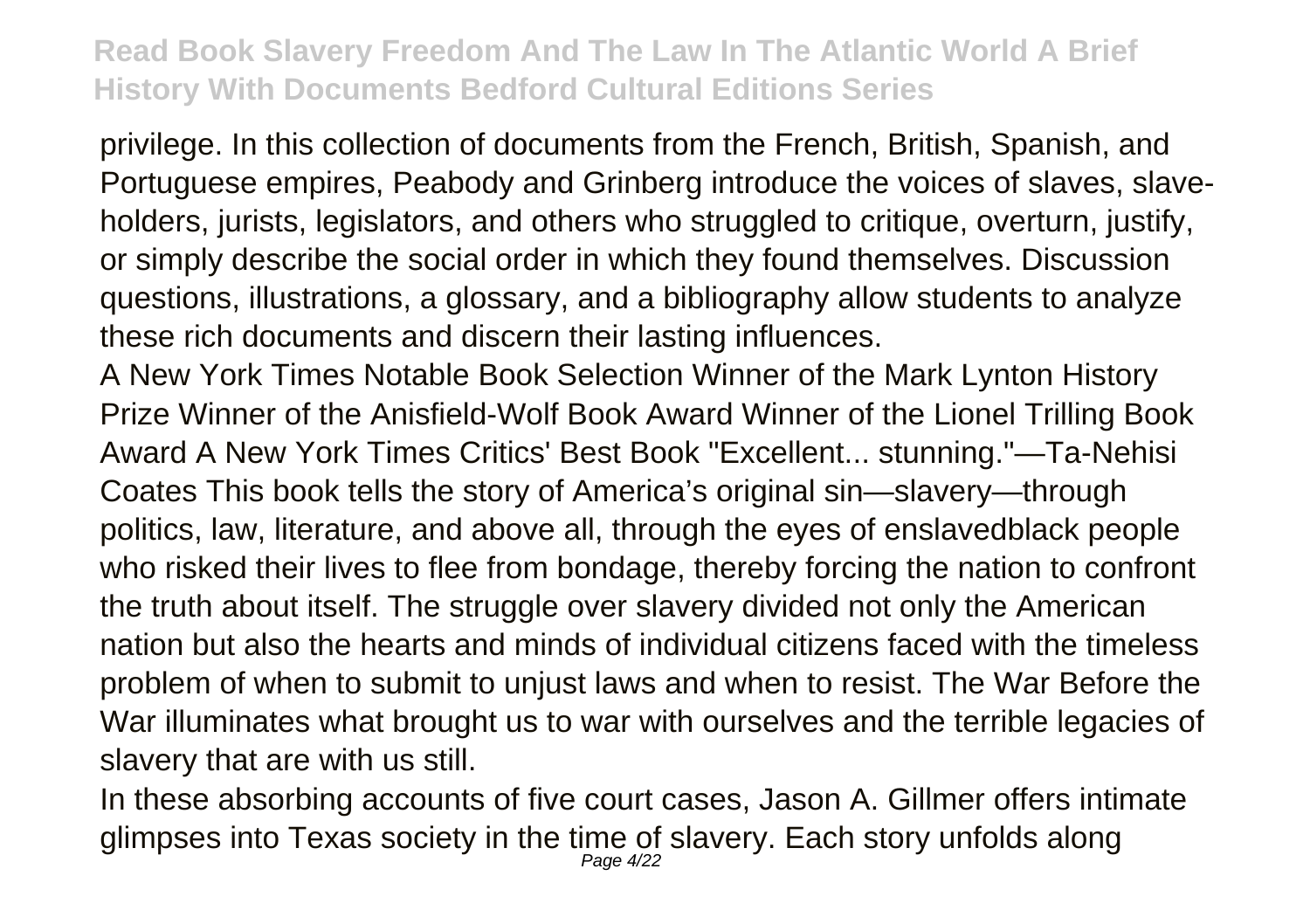privilege. In this collection of documents from the French, British, Spanish, and Portuguese empires, Peabody and Grinberg introduce the voices of slaves, slave-holders, jurists, legislators, and others who struggled to critique, overturn, justify, or simply describe the social order in which they found themselves. Discussion questions, illustrations, a glossary, and a bibliography allow students to analyze these rich documents and discern their lasting influences.

A New York Times Notable Book Selection Winner of the Mark Lynton History Prize Winner of the Anisfield-Wolf Book Award Winner of the Lionel Trilling Book Award A New York Times Critics' Best Book "Excellent... stunning."—Ta-Nehisi Coates This book tells the story of America's original sin—slavery—through politics, law, literature, and above all, through the eyes of enslavedblack people who risked their lives to flee from bondage, thereby forcing the nation to confront the truth about itself. The struggle over slavery divided not only the American nation but also the hearts and minds of individual citizens faced with the timeless problem of when to submit to unjust laws and when to resist. The War Before the War illuminates what brought us to war with ourselves and the terrible legacies of slavery that are with us still.

In these absorbing accounts of five court cases, Jason A. Gillmer offers intimate glimpses into Texas society in the time of slavery. Each story unfolds along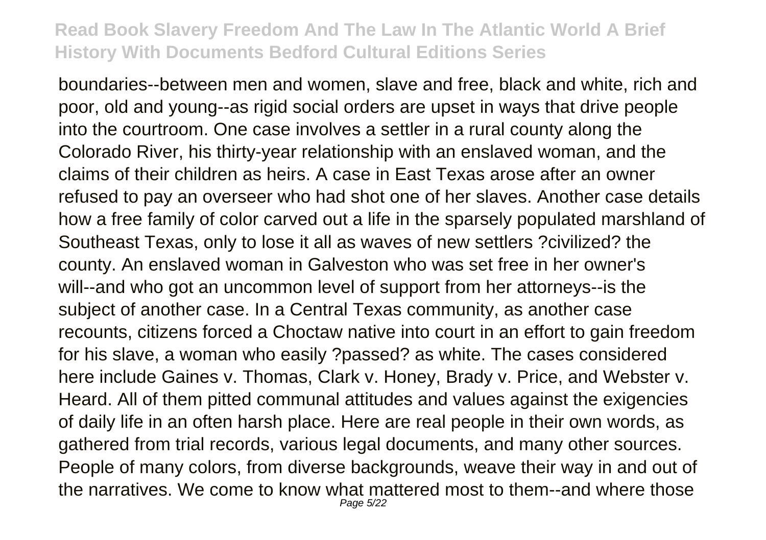boundaries--between men and women, slave and free, black and white, rich and poor, old and young--as rigid social orders are upset in ways that drive people into the courtroom. One case involves a settler in a rural county along the Colorado River, his thirty-year relationship with an enslaved woman, and the claims of their children as heirs. A case in East Texas arose after an owner refused to pay an overseer who had shot one of her slaves. Another case details how a free family of color carved out a life in the sparsely populated marshland of Southeast Texas, only to lose it all as waves of new settlers ?civilized? the county. An enslaved woman in Galveston who was set free in her owner's will--and who got an uncommon level of support from her attorneys--is the subject of another case. In a Central Texas community, as another case recounts, citizens forced a Choctaw native into court in an effort to gain freedom for his slave, a woman who easily ?passed? as white. The cases considered here include Gaines v. Thomas, Clark v. Honey, Brady v. Price, and Webster v. Heard. All of them pitted communal attitudes and values against the exigencies of daily life in an often harsh place. Here are real people in their own words, as gathered from trial records, various legal documents, and many other sources. People of many colors, from diverse backgrounds, weave their way in and out of the narratives. We come to know what mattered most to them--and where those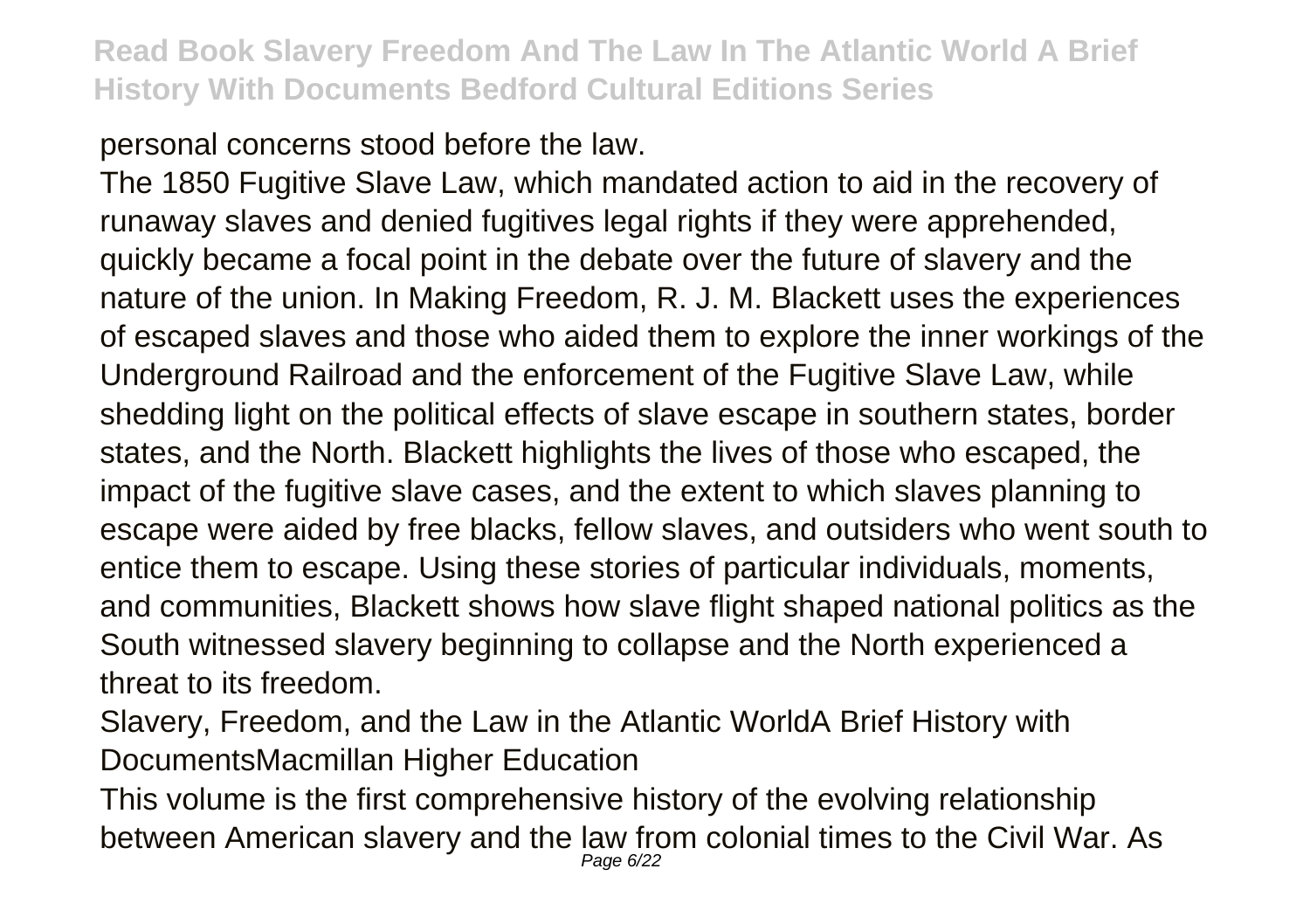personal concerns stood before the law.

The 1850 Fugitive Slave Law, which mandated action to aid in the recovery of runaway slaves and denied fugitives legal rights if they were apprehended, quickly became a focal point in the debate over the future of slavery and the nature of the union. In Making Freedom, R. J. M. Blackett uses the experiences of escaped slaves and those who aided them to explore the inner workings of the Underground Railroad and the enforcement of the Fugitive Slave Law, while shedding light on the political effects of slave escape in southern states, border states, and the North. Blackett highlights the lives of those who escaped, the impact of the fugitive slave cases, and the extent to which slaves planning to escape were aided by free blacks, fellow slaves, and outsiders who went south to entice them to escape. Using these stories of particular individuals, moments, and communities, Blackett shows how slave flight shaped national politics as the South witnessed slavery beginning to collapse and the North experienced a threat to its freedom.

Slavery, Freedom, and the Law in the Atlantic WorldA Brief History with DocumentsMacmillan Higher Education

This volume is the first comprehensive history of the evolving relationship between American slavery and the law from colonial times to the Civil War. As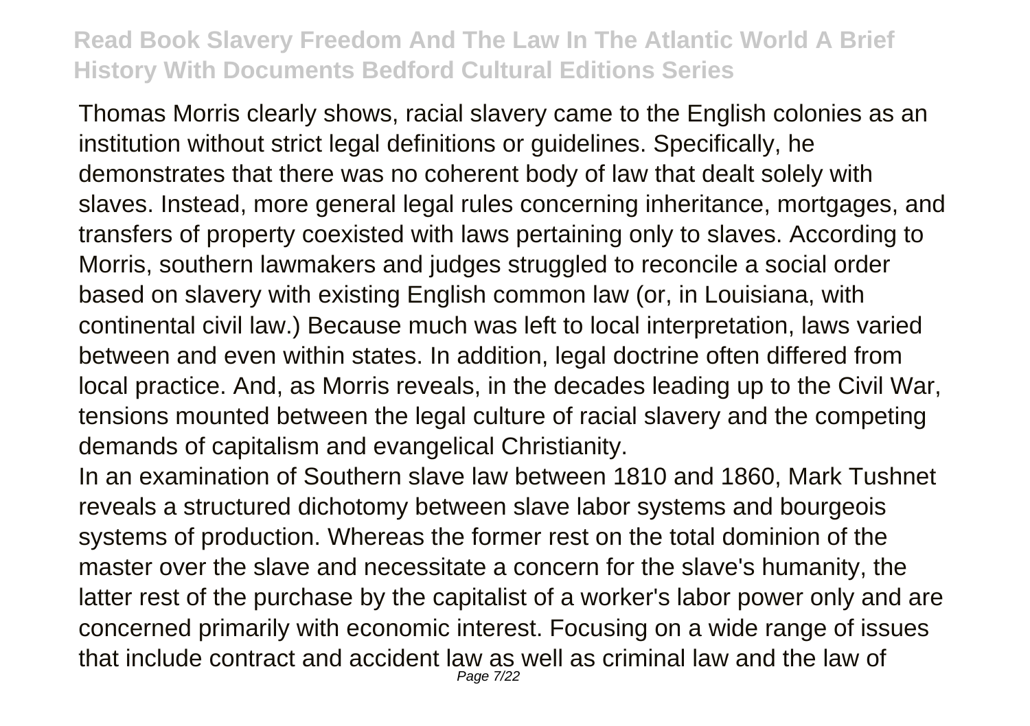Thomas Morris clearly shows, racial slavery came to the English colonies as an institution without strict legal definitions or guidelines. Specifically, he demonstrates that there was no coherent body of law that dealt solely with slaves. Instead, more general legal rules concerning inheritance, mortgages, and transfers of property coexisted with laws pertaining only to slaves. According to Morris, southern lawmakers and judges struggled to reconcile a social order based on slavery with existing English common law (or, in Louisiana, with continental civil law.) Because much was left to local interpretation, laws varied between and even within states. In addition, legal doctrine often differed from local practice. And, as Morris reveals, in the decades leading up to the Civil War, tensions mounted between the legal culture of racial slavery and the competing demands of capitalism and evangelical Christianity.

In an examination of Southern slave law between 1810 and 1860, Mark Tushnet reveals a structured dichotomy between slave labor systems and bourgeois systems of production. Whereas the former rest on the total dominion of the master over the slave and necessitate a concern for the slave's humanity, the latter rest of the purchase by the capitalist of a worker's labor power only and are concerned primarily with economic interest. Focusing on a wide range of issues that include contract and accident law as well as criminal law and the law of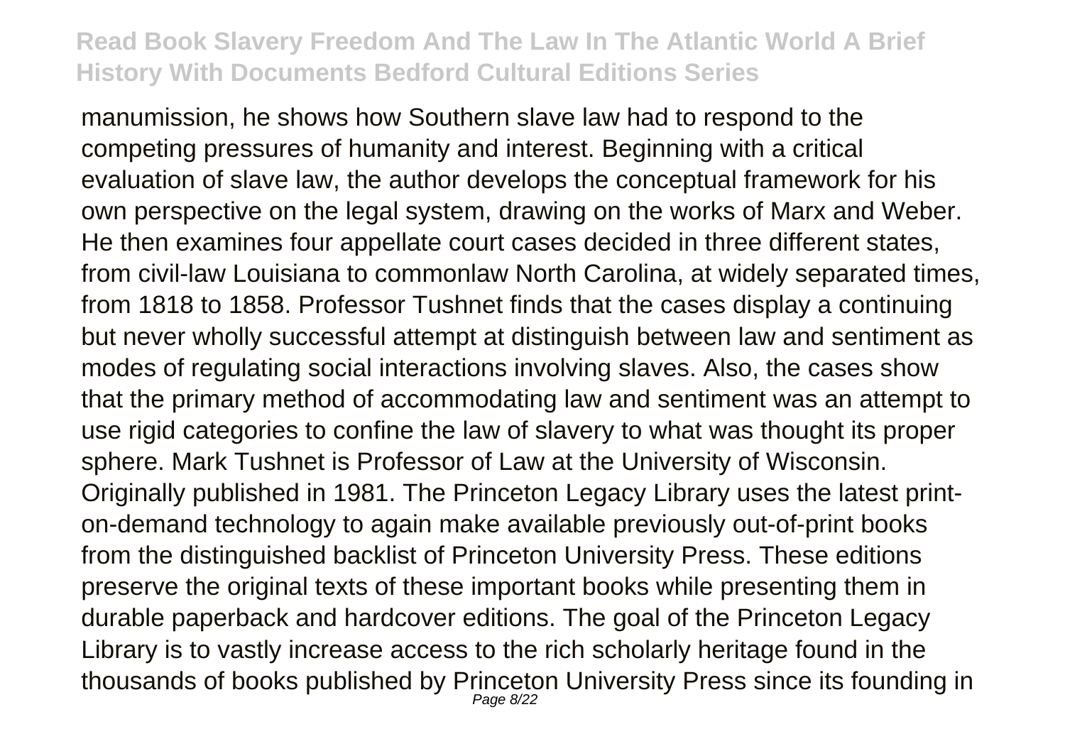manumission, he shows how Southern slave law had to respond to the competing pressures of humanity and interest. Beginning with a critical evaluation of slave law, the author develops the conceptual framework for his own perspective on the legal system, drawing on the works of Marx and Weber. He then examines four appellate court cases decided in three different states, from civil-law Louisiana to commonlaw North Carolina, at widely separated times, from 1818 to 1858. Professor Tushnet finds that the cases display a continuing but never wholly successful attempt at distinguish between law and sentiment as modes of regulating social interactions involving slaves. Also, the cases show that the primary method of accommodating law and sentiment was an attempt to use rigid categories to confine the law of slavery to what was thought its proper sphere. Mark Tushnet is Professor of Law at the University of Wisconsin. Originally published in 1981. The Princeton Legacy Library uses the latest print-on-demand technology to again make available previously out-of-print books from the distinguished backlist of Princeton University Press. These editions preserve the original texts of these important books while presenting them in durable paperback and hardcover editions. The goal of the Princeton Legacy Library is to vastly increase access to the rich scholarly heritage found in the thousands of books published by Princeton University Press since its founding in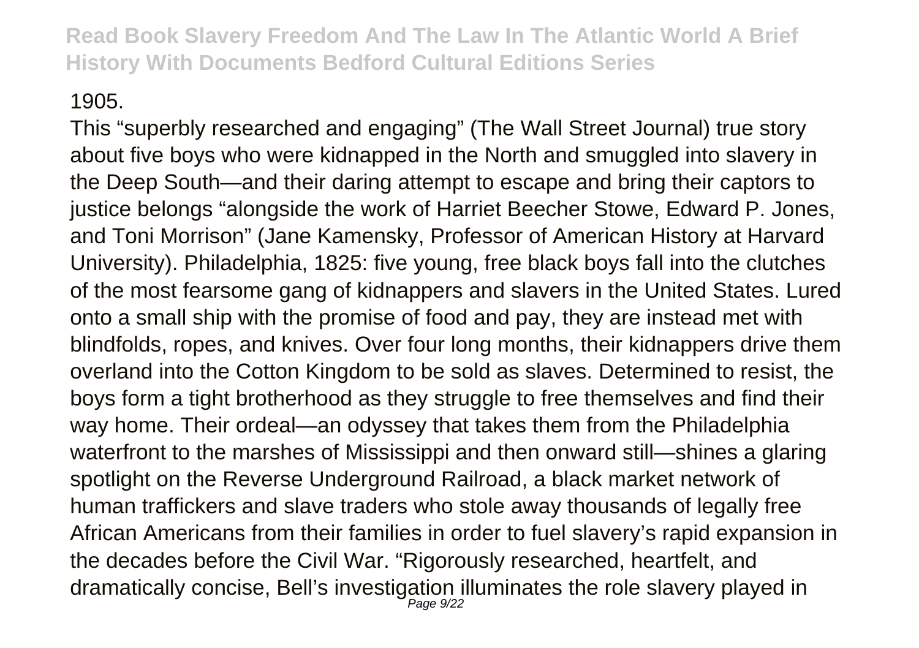1905.

This “superbly researched and engaging” (The Wall Street Journal) true story about five boys who were kidnapped in the North and smuggled into slavery in the Deep South—and their daring attempt to escape and bring their captors to justice belongs “alongside the work of Harriet Beecher Stowe, Edward P. Jones, and Toni Morrison” (Jane Kamensky, Professor of American History at Harvard University). Philadelphia, 1825: five young, free black boys fall into the clutches of the most fearsome gang of kidnappers and slavers in the United States. Lured onto a small ship with the promise of food and pay, they are instead met with blindfolds, ropes, and knives. Over four long months, their kidnappers drive them overland into the Cotton Kingdom to be sold as slaves. Determined to resist, the boys form a tight brotherhood as they struggle to free themselves and find their way home. Their ordeal—an odyssey that takes them from the Philadelphia waterfront to the marshes of Mississippi and then onward still—shines a glaring spotlight on the Reverse Underground Railroad, a black market network of human traffickers and slave traders who stole away thousands of legally free African Americans from their families in order to fuel slavery’s rapid expansion in the decades before the Civil War. “Rigorously researched, heartfelt, and dramatically concise, Bell’s investigation illuminates the role slavery played in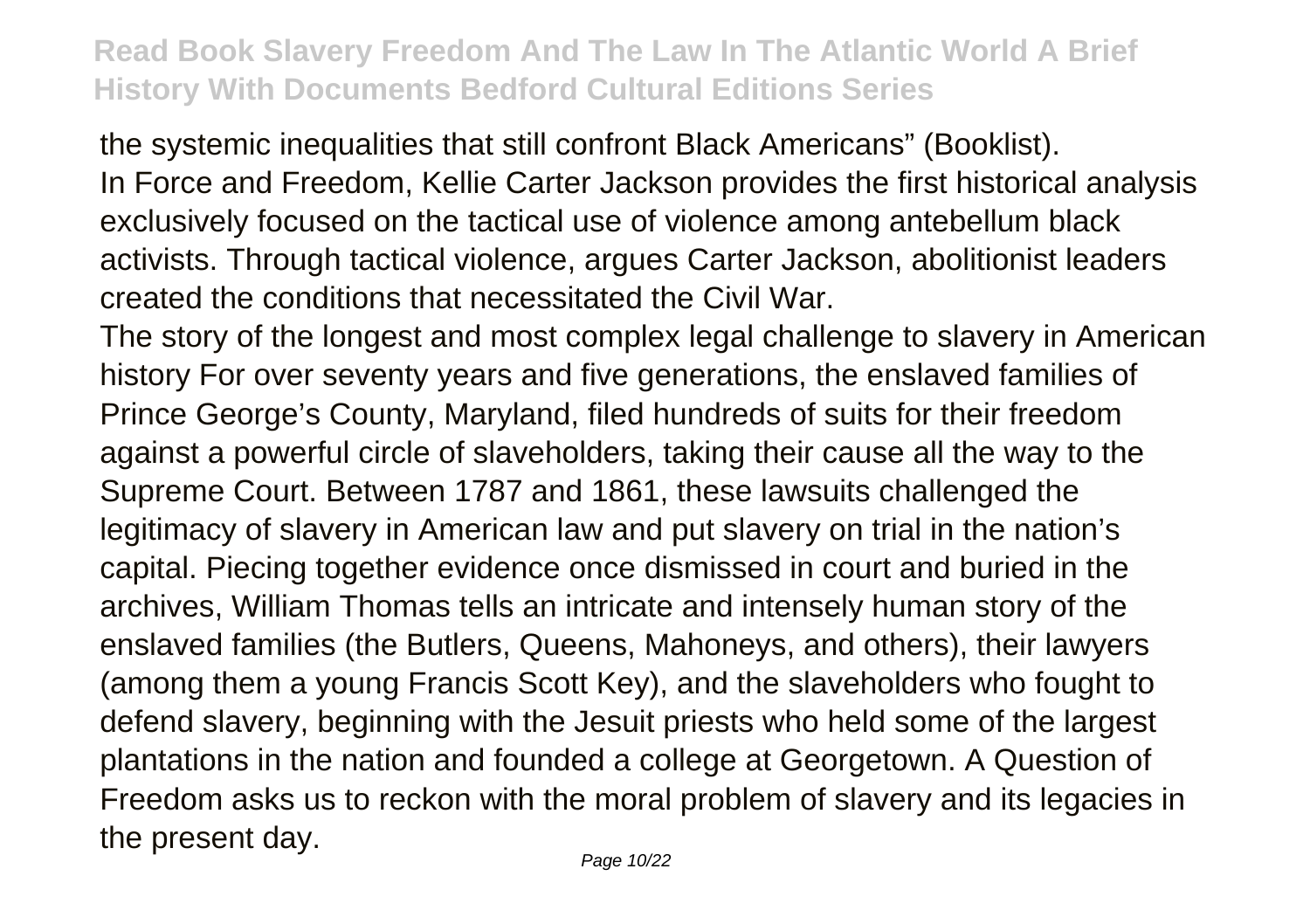the systemic inequalities that still confront Black Americans" (Booklist).
In Force and Freedom, Kellie Carter Jackson provides the first historical analysis exclusively focused on the tactical use of violence among antebellum black activists. Through tactical violence, argues Carter Jackson, abolitionist leaders created the conditions that necessitated the Civil War.

The story of the longest and most complex legal challenge to slavery in American history For over seventy years and five generations, the enslaved families of Prince George's County, Maryland, filed hundreds of suits for their freedom against a powerful circle of slaveholders, taking their cause all the way to the Supreme Court. Between 1787 and 1861, these lawsuits challenged the legitimacy of slavery in American law and put slavery on trial in the nation's capital. Piecing together evidence once dismissed in court and buried in the archives, William Thomas tells an intricate and intensely human story of the enslaved families (the Butlers, Queens, Mahoneys, and others), their lawyers (among them a young Francis Scott Key), and the slaveholders who fought to defend slavery, beginning with the Jesuit priests who held some of the largest plantations in the nation and founded a college at Georgetown. A Question of Freedom asks us to reckon with the moral problem of slavery and its legacies in the present day.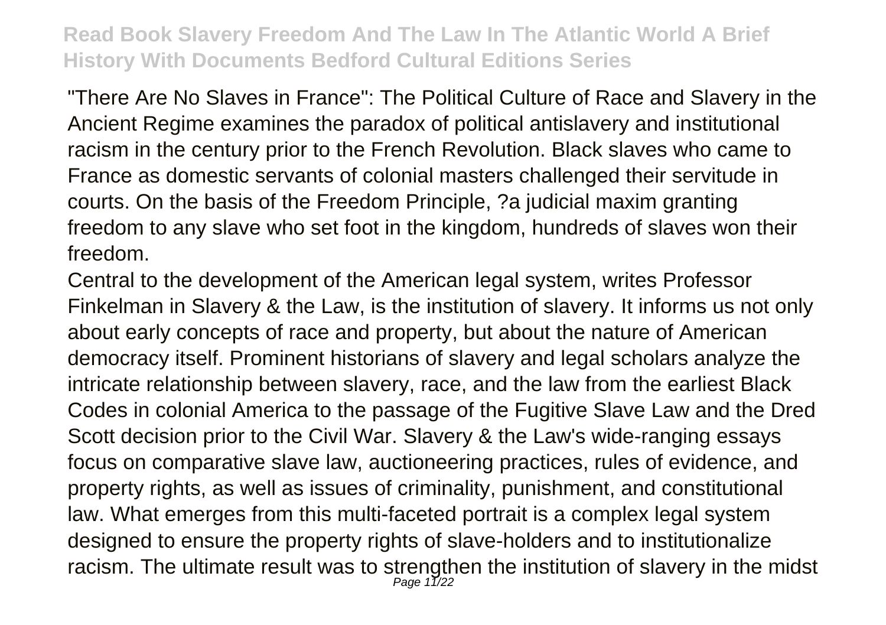"There Are No Slaves in France": The Political Culture of Race and Slavery in the Ancient Regime examines the paradox of political antislavery and institutional racism in the century prior to the French Revolution. Black slaves who came to France as domestic servants of colonial masters challenged their servitude in courts. On the basis of the Freedom Principle, ?a judicial maxim granting freedom to any slave who set foot in the kingdom, hundreds of slaves won their freedom.

Central to the development of the American legal system, writes Professor Finkelman in Slavery & the Law, is the institution of slavery. It informs us not only about early concepts of race and property, but about the nature of American democracy itself. Prominent historians of slavery and legal scholars analyze the intricate relationship between slavery, race, and the law from the earliest Black Codes in colonial America to the passage of the Fugitive Slave Law and the Dred Scott decision prior to the Civil War. Slavery & the Law's wide-ranging essays focus on comparative slave law, auctioneering practices, rules of evidence, and property rights, as well as issues of criminality, punishment, and constitutional law. What emerges from this multi-faceted portrait is a complex legal system designed to ensure the property rights of slave-holders and to institutionalize racism. The ultimate result was to strengthen the institution of slavery in the midst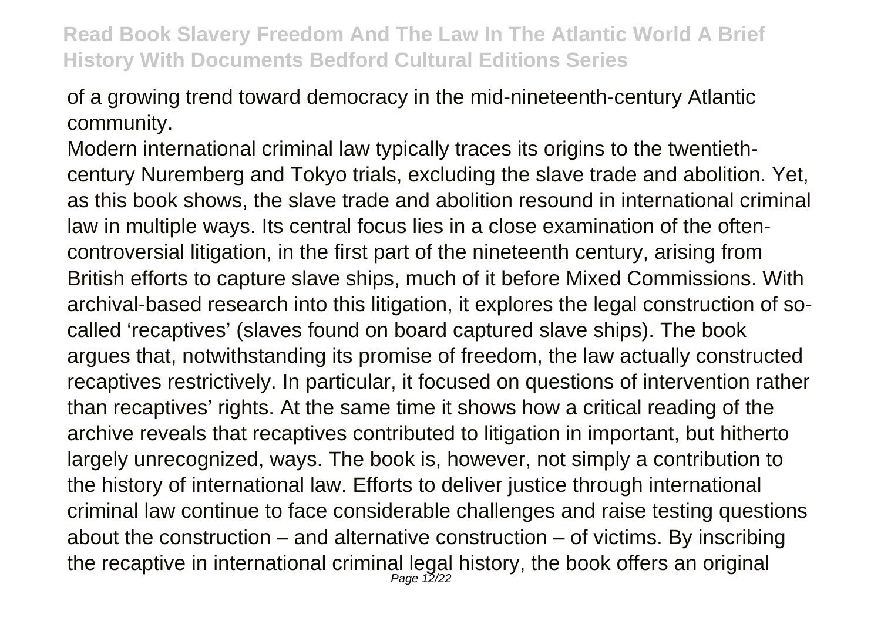of a growing trend toward democracy in the mid-nineteenth-century Atlantic community.

Modern international criminal law typically traces its origins to the twentieth-century Nuremberg and Tokyo trials, excluding the slave trade and abolition. Yet, as this book shows, the slave trade and abolition resound in international criminal law in multiple ways. Its central focus lies in a close examination of the often-controversial litigation, in the first part of the nineteenth century, arising from British efforts to capture slave ships, much of it before Mixed Commissions. With archival-based research into this litigation, it explores the legal construction of so-called 'recaptives' (slaves found on board captured slave ships). The book argues that, notwithstanding its promise of freedom, the law actually constructed recaptives restrictively. In particular, it focused on questions of intervention rather than recaptives' rights. At the same time it shows how a critical reading of the archive reveals that recaptives contributed to litigation in important, but hitherto largely unrecognized, ways. The book is, however, not simply a contribution to the history of international law. Efforts to deliver justice through international criminal law continue to face considerable challenges and raise testing questions about the construction – and alternative construction – of victims. By inscribing the recaptive in international criminal legal history, the book offers an original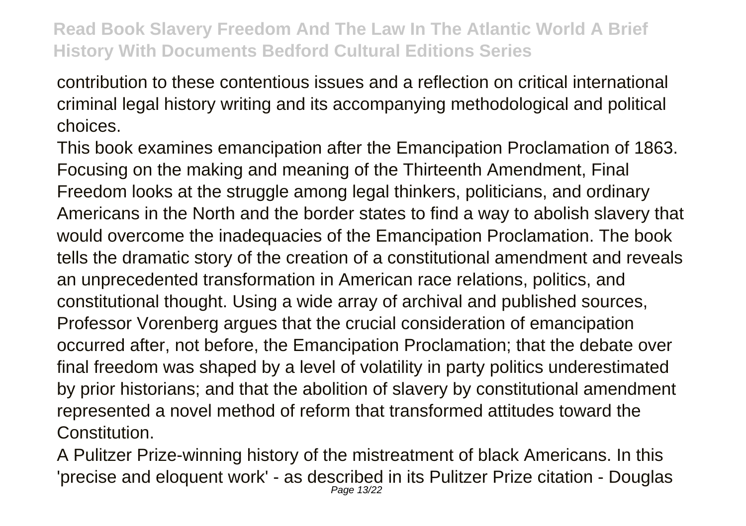contribution to these contentious issues and a reflection on critical international criminal legal history writing and its accompanying methodological and political choices.

This book examines emancipation after the Emancipation Proclamation of 1863. Focusing on the making and meaning of the Thirteenth Amendment, Final Freedom looks at the struggle among legal thinkers, politicians, and ordinary Americans in the North and the border states to find a way to abolish slavery that would overcome the inadequacies of the Emancipation Proclamation. The book tells the dramatic story of the creation of a constitutional amendment and reveals an unprecedented transformation in American race relations, politics, and constitutional thought. Using a wide array of archival and published sources, Professor Vorenberg argues that the crucial consideration of emancipation occurred after, not before, the Emancipation Proclamation; that the debate over final freedom was shaped by a level of volatility in party politics underestimated by prior historians; and that the abolition of slavery by constitutional amendment represented a novel method of reform that transformed attitudes toward the Constitution.

A Pulitzer Prize-winning history of the mistreatment of black Americans. In this 'precise and eloquent work' - as described in its Pulitzer Prize citation - Douglas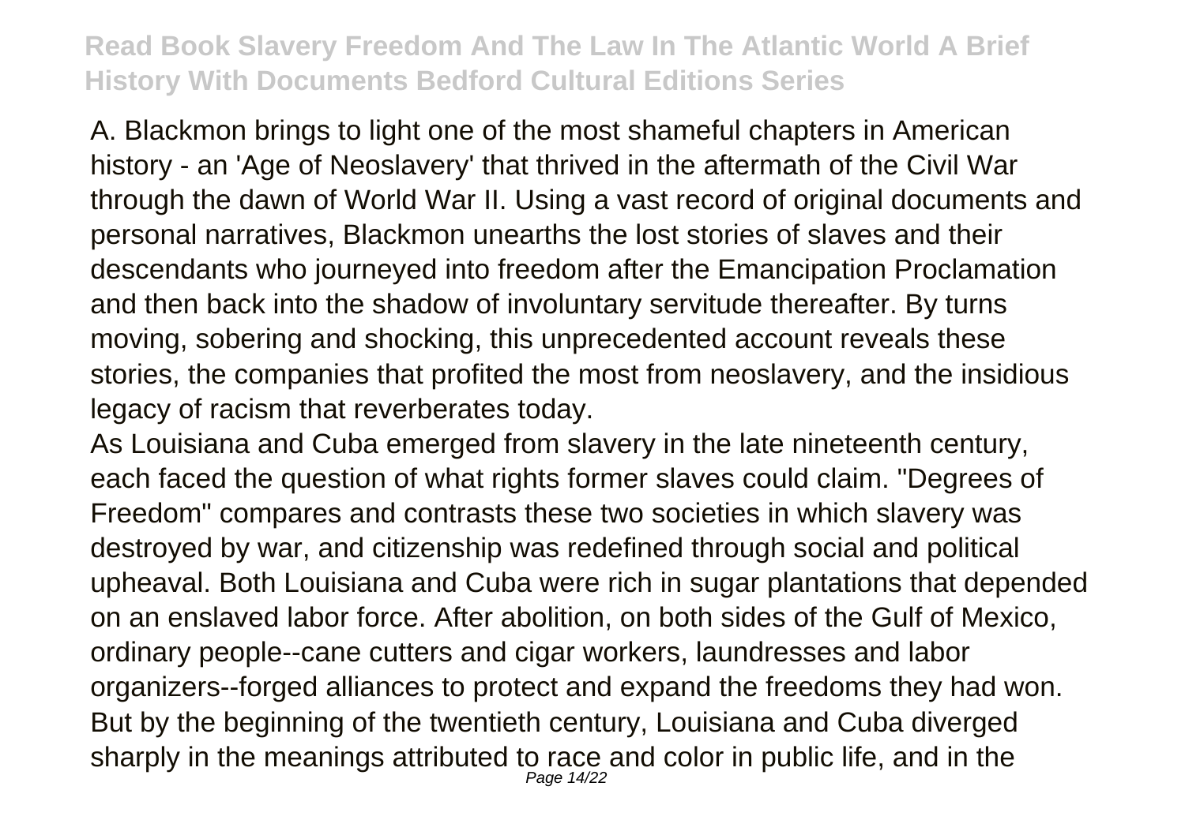A. Blackmon brings to light one of the most shameful chapters in American history - an 'Age of Neoslavery' that thrived in the aftermath of the Civil War through the dawn of World War II. Using a vast record of original documents and personal narratives, Blackmon unearths the lost stories of slaves and their descendants who journeyed into freedom after the Emancipation Proclamation and then back into the shadow of involuntary servitude thereafter. By turns moving, sobering and shocking, this unprecedented account reveals these stories, the companies that profited the most from neoslavery, and the insidious legacy of racism that reverberates today.

As Louisiana and Cuba emerged from slavery in the late nineteenth century, each faced the question of what rights former slaves could claim. "Degrees of Freedom" compares and contrasts these two societies in which slavery was destroyed by war, and citizenship was redefined through social and political upheaval. Both Louisiana and Cuba were rich in sugar plantations that depended on an enslaved labor force. After abolition, on both sides of the Gulf of Mexico, ordinary people--cane cutters and cigar workers, laundresses and labor organizers--forged alliances to protect and expand the freedoms they had won. But by the beginning of the twentieth century, Louisiana and Cuba diverged sharply in the meanings attributed to race and color in public life, and in the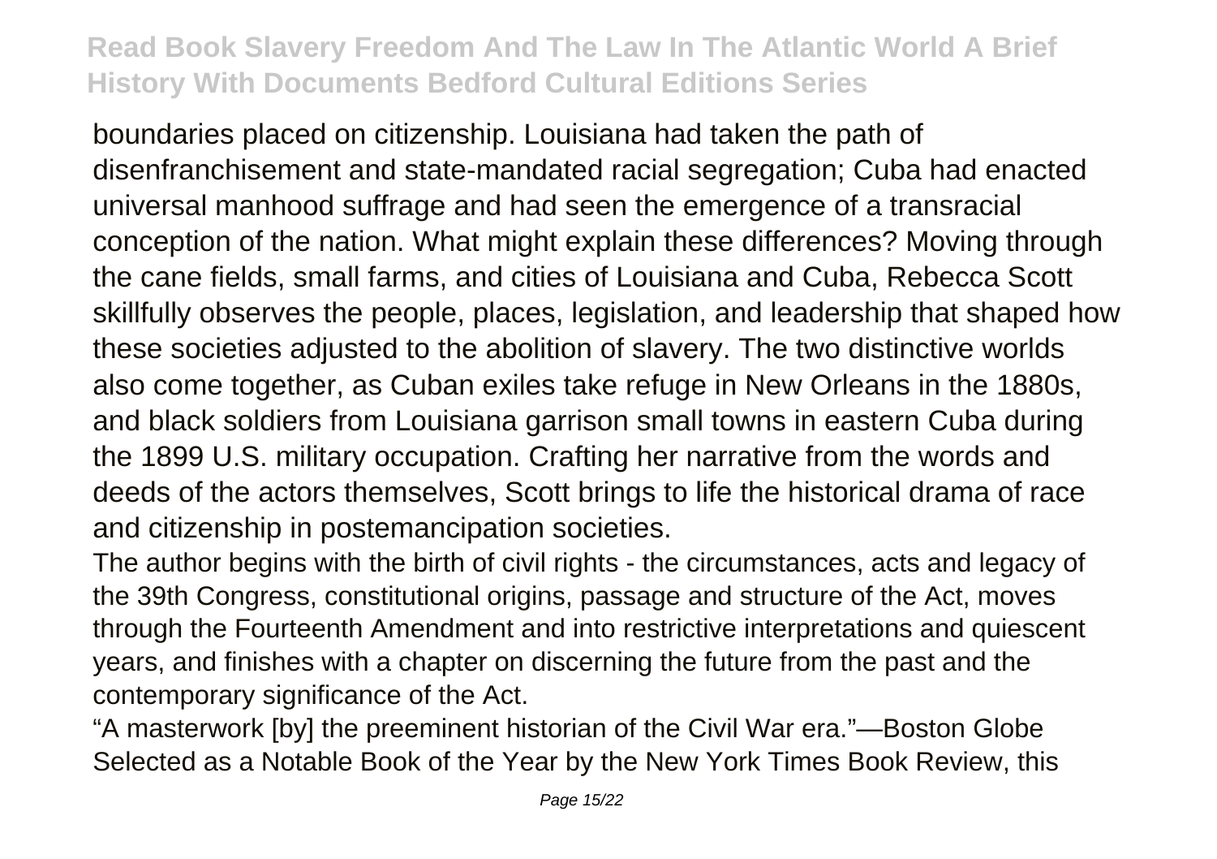boundaries placed on citizenship. Louisiana had taken the path of disenfranchisement and state-mandated racial segregation; Cuba had enacted universal manhood suffrage and had seen the emergence of a transracial conception of the nation. What might explain these differences? Moving through the cane fields, small farms, and cities of Louisiana and Cuba, Rebecca Scott skillfully observes the people, places, legislation, and leadership that shaped how these societies adjusted to the abolition of slavery. The two distinctive worlds also come together, as Cuban exiles take refuge in New Orleans in the 1880s, and black soldiers from Louisiana garrison small towns in eastern Cuba during the 1899 U.S. military occupation. Crafting her narrative from the words and deeds of the actors themselves, Scott brings to life the historical drama of race and citizenship in postemancipation societies.

The author begins with the birth of civil rights - the circumstances, acts and legacy of the 39th Congress, constitutional origins, passage and structure of the Act, moves through the Fourteenth Amendment and into restrictive interpretations and quiescent years, and finishes with a chapter on discerning the future from the past and the contemporary significance of the Act.

“A masterwork [by] the preeminent historian of the Civil War era.”—Boston Globe Selected as a Notable Book of the Year by the New York Times Book Review, this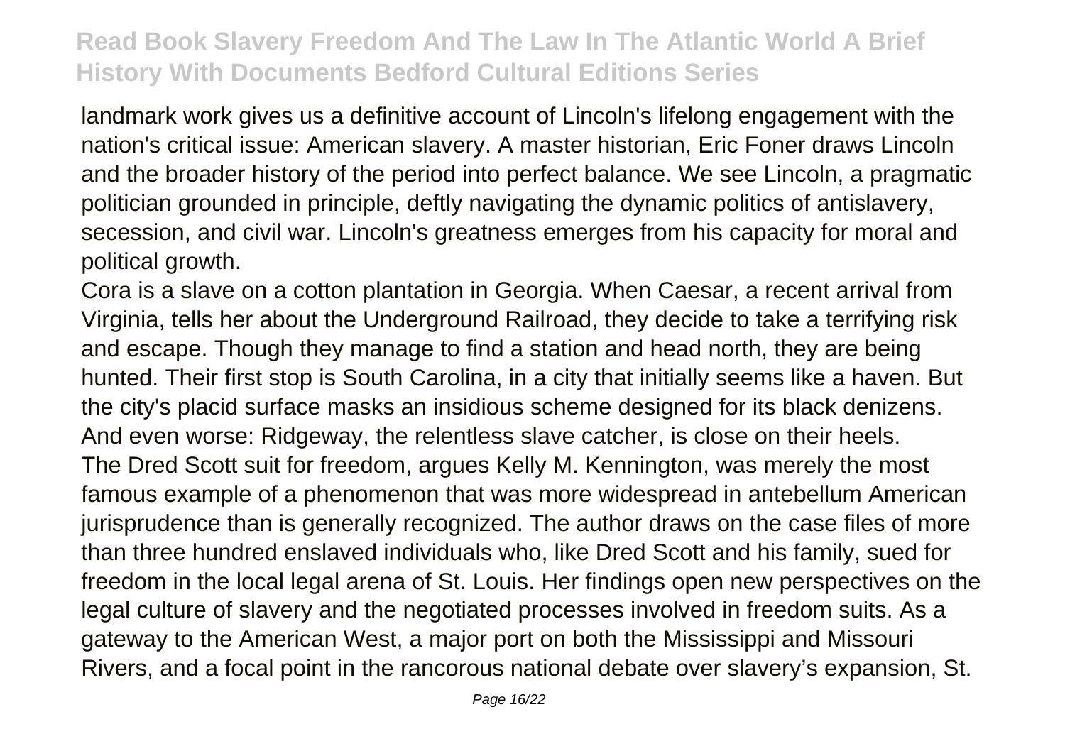landmark work gives us a definitive account of Lincoln's lifelong engagement with the nation's critical issue: American slavery. A master historian, Eric Foner draws Lincoln and the broader history of the period into perfect balance. We see Lincoln, a pragmatic politician grounded in principle, deftly navigating the dynamic politics of antislavery, secession, and civil war. Lincoln's greatness emerges from his capacity for moral and political growth.

Cora is a slave on a cotton plantation in Georgia. When Caesar, a recent arrival from Virginia, tells her about the Underground Railroad, they decide to take a terrifying risk and escape. Though they manage to find a station and head north, they are being hunted. Their first stop is South Carolina, in a city that initially seems like a haven. But the city's placid surface masks an insidious scheme designed for its black denizens. And even worse: Ridgeway, the relentless slave catcher, is close on their heels.

The Dred Scott suit for freedom, argues Kelly M. Kennington, was merely the most famous example of a phenomenon that was more widespread in antebellum American jurisprudence than is generally recognized. The author draws on the case files of more than three hundred enslaved individuals who, like Dred Scott and his family, sued for freedom in the local legal arena of St. Louis. Her findings open new perspectives on the legal culture of slavery and the negotiated processes involved in freedom suits. As a gateway to the American West, a major port on both the Mississippi and Missouri Rivers, and a focal point in the rancorous national debate over slavery's expansion, St.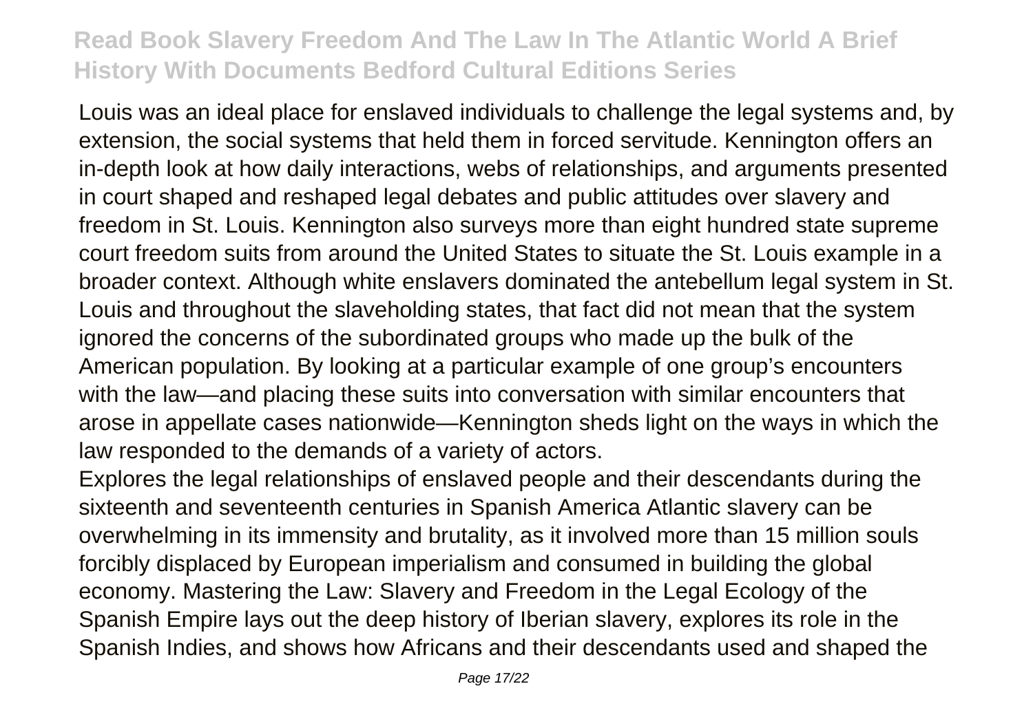Louis was an ideal place for enslaved individuals to challenge the legal systems and, by extension, the social systems that held them in forced servitude. Kennington offers an in-depth look at how daily interactions, webs of relationships, and arguments presented in court shaped and reshaped legal debates and public attitudes over slavery and freedom in St. Louis. Kennington also surveys more than eight hundred state supreme court freedom suits from around the United States to situate the St. Louis example in a broader context. Although white enslavers dominated the antebellum legal system in St. Louis and throughout the slaveholding states, that fact did not mean that the system ignored the concerns of the subordinated groups who made up the bulk of the American population. By looking at a particular example of one group's encounters with the law—and placing these suits into conversation with similar encounters that arose in appellate cases nationwide—Kennington sheds light on the ways in which the law responded to the demands of a variety of actors.

Explores the legal relationships of enslaved people and their descendants during the sixteenth and seventeenth centuries in Spanish America Atlantic slavery can be overwhelming in its immensity and brutality, as it involved more than 15 million souls forcibly displaced by European imperialism and consumed in building the global economy. Mastering the Law: Slavery and Freedom in the Legal Ecology of the Spanish Empire lays out the deep history of Iberian slavery, explores its role in the Spanish Indies, and shows how Africans and their descendants used and shaped the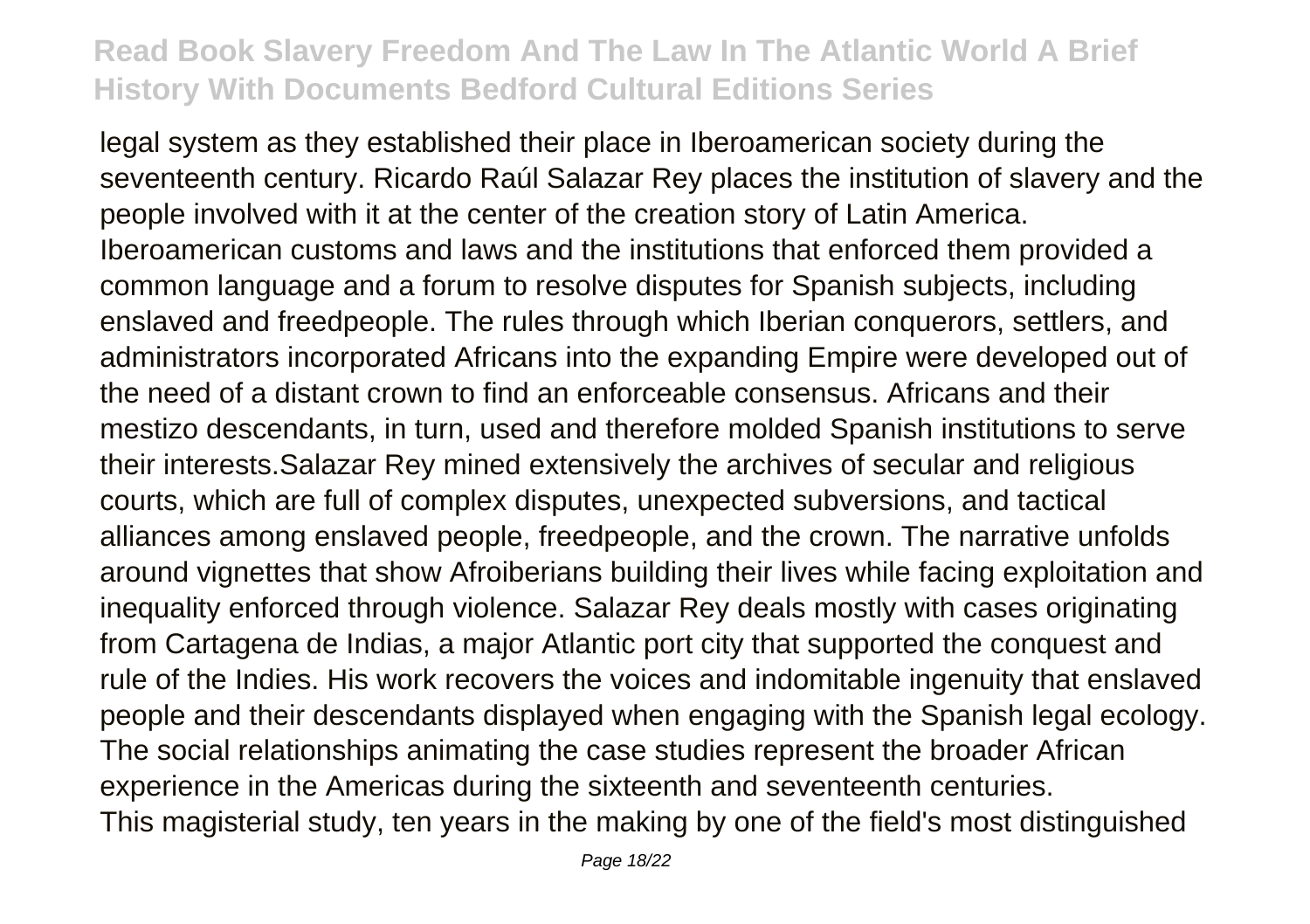legal system as they established their place in Iberoamerican society during the seventeenth century. Ricardo Raúl Salazar Rey places the institution of slavery and the people involved with it at the center of the creation story of Latin America. Iberoamerican customs and laws and the institutions that enforced them provided a common language and a forum to resolve disputes for Spanish subjects, including enslaved and freedpeople. The rules through which Iberian conquerors, settlers, and administrators incorporated Africans into the expanding Empire were developed out of the need of a distant crown to find an enforceable consensus. Africans and their mestizo descendants, in turn, used and therefore molded Spanish institutions to serve their interests.Salazar Rey mined extensively the archives of secular and religious courts, which are full of complex disputes, unexpected subversions, and tactical alliances among enslaved people, freedpeople, and the crown. The narrative unfolds around vignettes that show Afroiberians building their lives while facing exploitation and inequality enforced through violence. Salazar Rey deals mostly with cases originating from Cartagena de Indias, a major Atlantic port city that supported the conquest and rule of the Indies. His work recovers the voices and indomitable ingenuity that enslaved people and their descendants displayed when engaging with the Spanish legal ecology. The social relationships animating the case studies represent the broader African experience in the Americas during the sixteenth and seventeenth centuries.

This magisterial study, ten years in the making by one of the field's most distinguished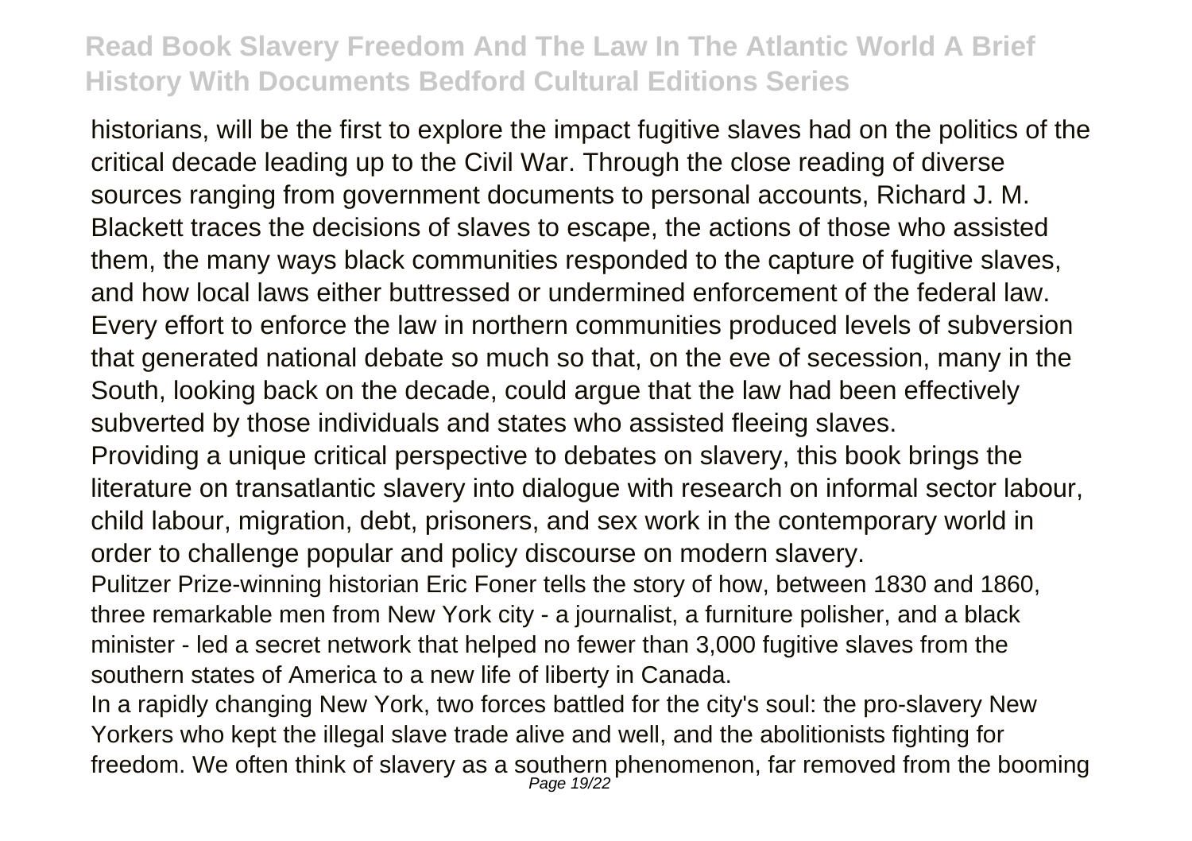historians, will be the first to explore the impact fugitive slaves had on the politics of the critical decade leading up to the Civil War. Through the close reading of diverse sources ranging from government documents to personal accounts, Richard J. M. Blackett traces the decisions of slaves to escape, the actions of those who assisted them, the many ways black communities responded to the capture of fugitive slaves, and how local laws either buttressed or undermined enforcement of the federal law. Every effort to enforce the law in northern communities produced levels of subversion that generated national debate so much so that, on the eve of secession, many in the South, looking back on the decade, could argue that the law had been effectively subverted by those individuals and states who assisted fleeing slaves.

Providing a unique critical perspective to debates on slavery, this book brings the literature on transatlantic slavery into dialogue with research on informal sector labour, child labour, migration, debt, prisoners, and sex work in the contemporary world in order to challenge popular and policy discourse on modern slavery.

Pulitzer Prize-winning historian Eric Foner tells the story of how, between 1830 and 1860, three remarkable men from New York city - a journalist, a furniture polisher, and a black minister - led a secret network that helped no fewer than 3,000 fugitive slaves from the southern states of America to a new life of liberty in Canada.

In a rapidly changing New York, two forces battled for the city's soul: the pro-slavery New Yorkers who kept the illegal slave trade alive and well, and the abolitionists fighting for freedom. We often think of slavery as a southern phenomenon, far removed from the booming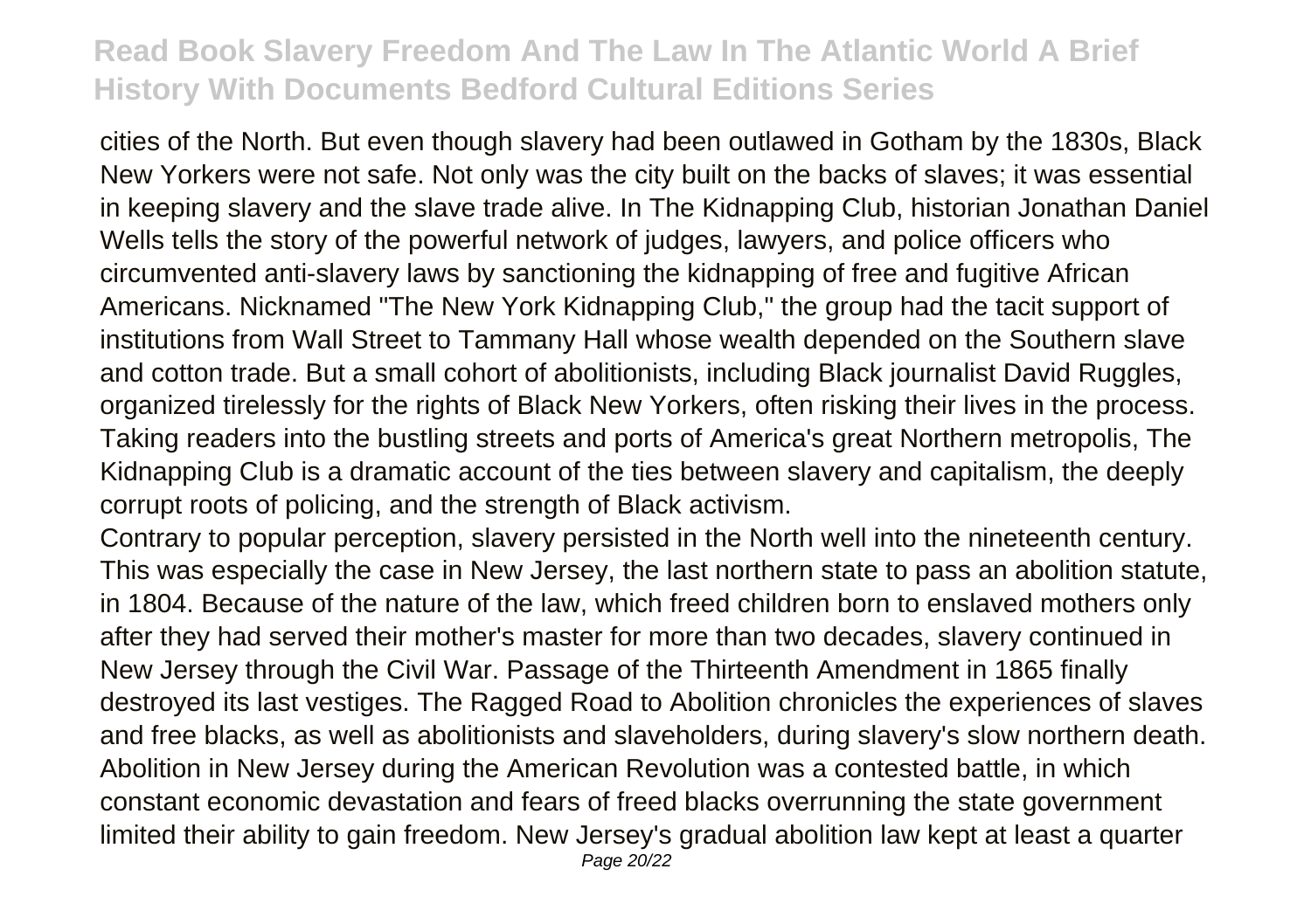cities of the North. But even though slavery had been outlawed in Gotham by the 1830s, Black New Yorkers were not safe. Not only was the city built on the backs of slaves; it was essential in keeping slavery and the slave trade alive. In The Kidnapping Club, historian Jonathan Daniel Wells tells the story of the powerful network of judges, lawyers, and police officers who circumvented anti-slavery laws by sanctioning the kidnapping of free and fugitive African Americans. Nicknamed "The New York Kidnapping Club," the group had the tacit support of institutions from Wall Street to Tammany Hall whose wealth depended on the Southern slave and cotton trade. But a small cohort of abolitionists, including Black journalist David Ruggles, organized tirelessly for the rights of Black New Yorkers, often risking their lives in the process. Taking readers into the bustling streets and ports of America's great Northern metropolis, The Kidnapping Club is a dramatic account of the ties between slavery and capitalism, the deeply corrupt roots of policing, and the strength of Black activism.

Contrary to popular perception, slavery persisted in the North well into the nineteenth century. This was especially the case in New Jersey, the last northern state to pass an abolition statute, in 1804. Because of the nature of the law, which freed children born to enslaved mothers only after they had served their mother's master for more than two decades, slavery continued in New Jersey through the Civil War. Passage of the Thirteenth Amendment in 1865 finally destroyed its last vestiges. The Ragged Road to Abolition chronicles the experiences of slaves and free blacks, as well as abolitionists and slaveholders, during slavery's slow northern death. Abolition in New Jersey during the American Revolution was a contested battle, in which constant economic devastation and fears of freed blacks overrunning the state government limited their ability to gain freedom. New Jersey's gradual abolition law kept at least a quarter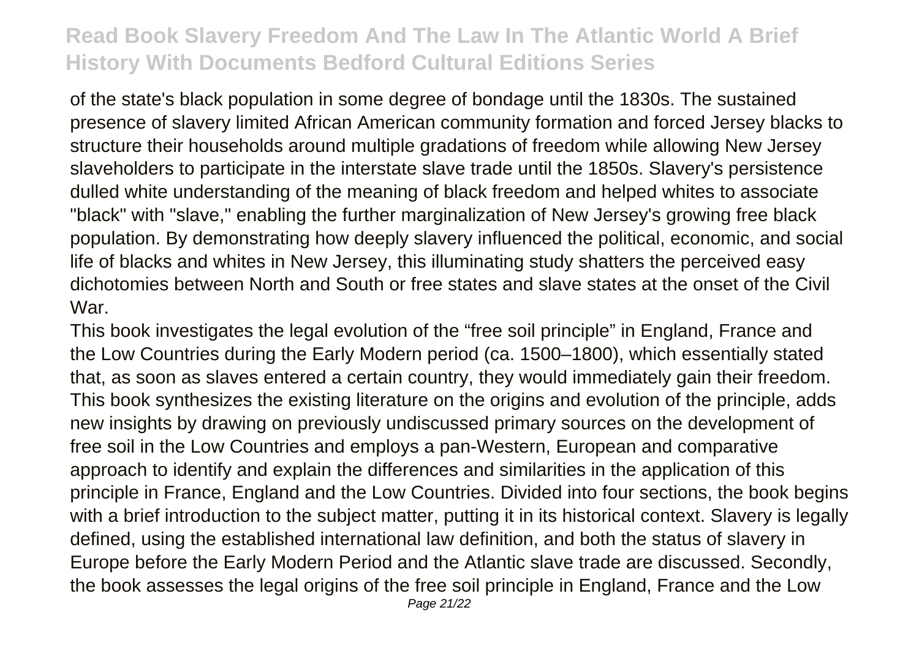of the state's black population in some degree of bondage until the 1830s. The sustained presence of slavery limited African American community formation and forced Jersey blacks to structure their households around multiple gradations of freedom while allowing New Jersey slaveholders to participate in the interstate slave trade until the 1850s. Slavery's persistence dulled white understanding of the meaning of black freedom and helped whites to associate "black" with "slave," enabling the further marginalization of New Jersey's growing free black population. By demonstrating how deeply slavery influenced the political, economic, and social life of blacks and whites in New Jersey, this illuminating study shatters the perceived easy dichotomies between North and South or free states and slave states at the onset of the Civil War.

This book investigates the legal evolution of the "free soil principle" in England, France and the Low Countries during the Early Modern period (ca. 1500–1800), which essentially stated that, as soon as slaves entered a certain country, they would immediately gain their freedom. This book synthesizes the existing literature on the origins and evolution of the principle, adds new insights by drawing on previously undiscussed primary sources on the development of free soil in the Low Countries and employs a pan-Western, European and comparative approach to identify and explain the differences and similarities in the application of this principle in France, England and the Low Countries. Divided into four sections, the book begins with a brief introduction to the subject matter, putting it in its historical context. Slavery is legally defined, using the established international law definition, and both the status of slavery in Europe before the Early Modern Period and the Atlantic slave trade are discussed. Secondly, the book assesses the legal origins of the free soil principle in England, France and the Low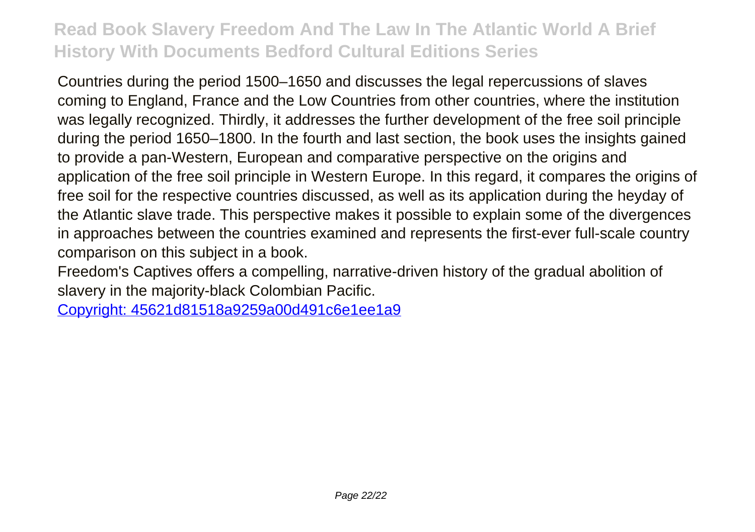Countries during the period 1500–1650 and discusses the legal repercussions of slaves coming to England, France and the Low Countries from other countries, where the institution was legally recognized. Thirdly, it addresses the further development of the free soil principle during the period 1650–1800. In the fourth and last section, the book uses the insights gained to provide a pan-Western, European and comparative perspective on the origins and application of the free soil principle in Western Europe. In this regard, it compares the origins of free soil for the respective countries discussed, as well as its application during the heyday of the Atlantic slave trade. This perspective makes it possible to explain some of the divergences in approaches between the countries examined and represents the first-ever full-scale country comparison on this subject in a book.

Freedom's Captives offers a compelling, narrative-driven history of the gradual abolition of slavery in the majority-black Colombian Pacific.

Copyright: 45621d81518a9259a00d491c6e1ee1a9